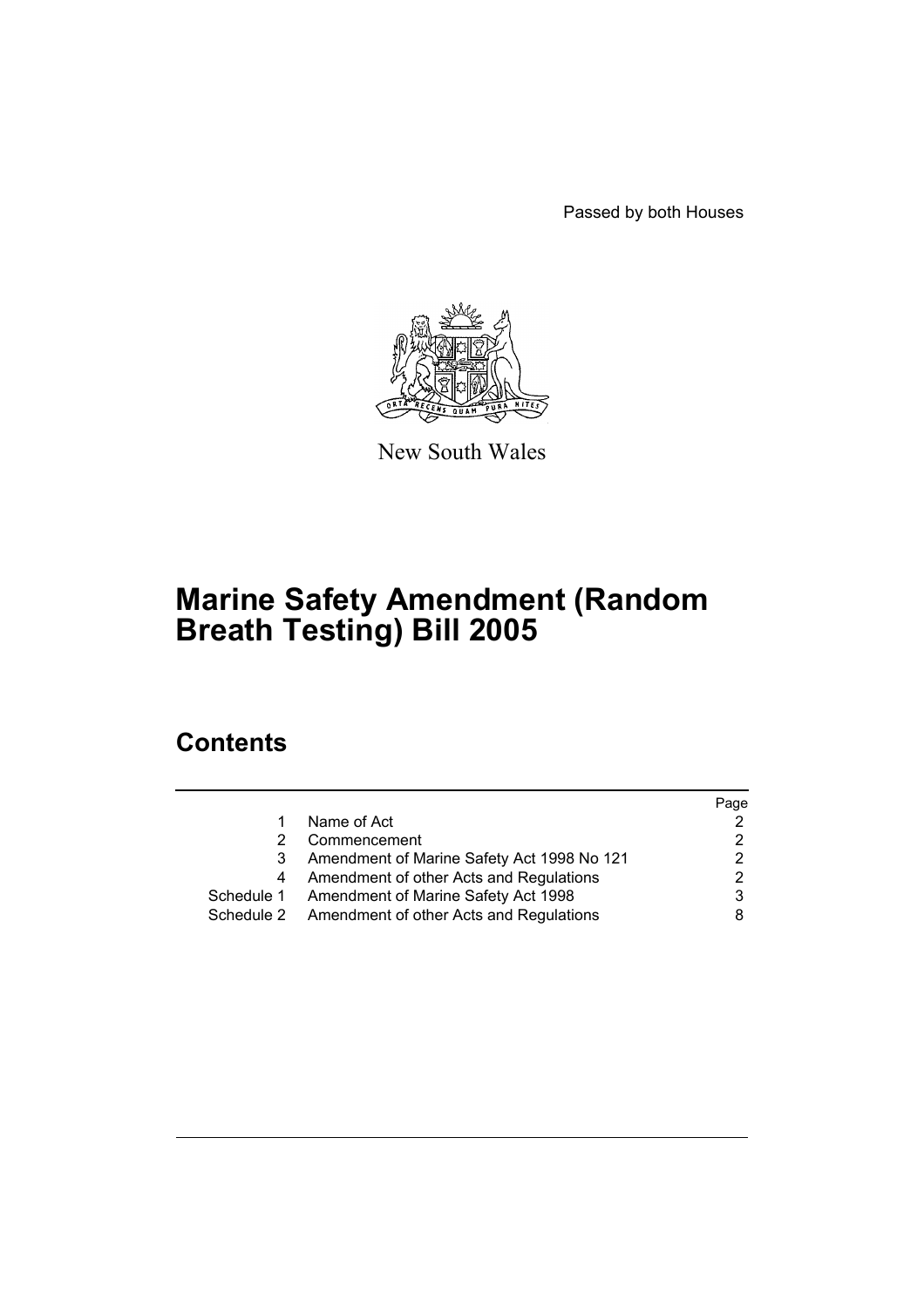Passed by both Houses

New South Wales

# Marine Safety Amendment (Random Breath Testing) Bill 2005

## Contents

| | | Page |
|---|---|---|
| 1 | Name of Act | 2 |
| 2 | Commencement | 2 |
| 3 | Amendment of Marine Safety Act 1998 No 121 | 2 |
| 4 | Amendment of other Acts and Regulations | 2 |
| Schedule 1 | Amendment of Marine Safety Act 1998 | 3 |
| Schedule 2 | Amendment of other Acts and Regulations | 8 |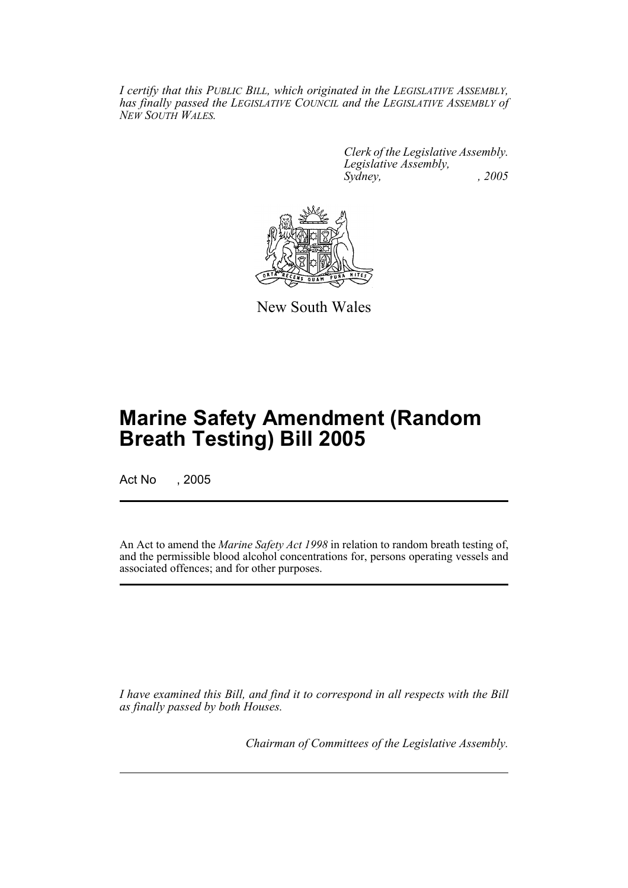*I certify that this PUBLIC BILL, which originated in the LEGISLATIVE ASSEMBLY, has finally passed the LEGISLATIVE COUNCIL and the LEGISLATIVE ASSEMBLY of NEW SOUTH WALES.*

*Clerk of the Legislative Assembly.*
*Legislative Assembly,*
*Sydney, , 2005*

New South Wales

# Marine Safety Amendment (Random Breath Testing) Bill 2005

Act No , 2005

An Act to amend the *Marine Safety Act 1998* in relation to random breath testing of, and the permissible blood alcohol concentrations for, persons operating vessels and associated offences; and for other purposes.

*I have examined this Bill, and find it to correspond in all respects with the Bill as finally passed by both Houses.*

*Chairman of Committees of the Legislative Assembly.*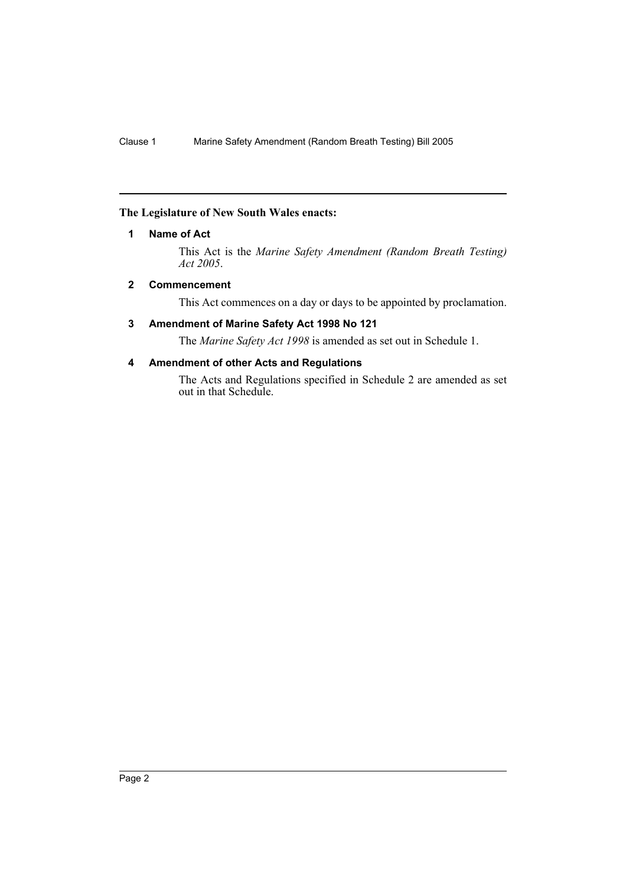**The Legislature of New South Wales enacts:**

## 1 Name of Act

This Act is the *Marine Safety Amendment (Random Breath Testing) Act 2005*.

## 2 Commencement

This Act commences on a day or days to be appointed by proclamation.

## 3 Amendment of Marine Safety Act 1998 No 121

The *Marine Safety Act 1998* is amended as set out in Schedule 1.

## 4 Amendment of other Acts and Regulations

The Acts and Regulations specified in Schedule 2 are amended as set out in that Schedule.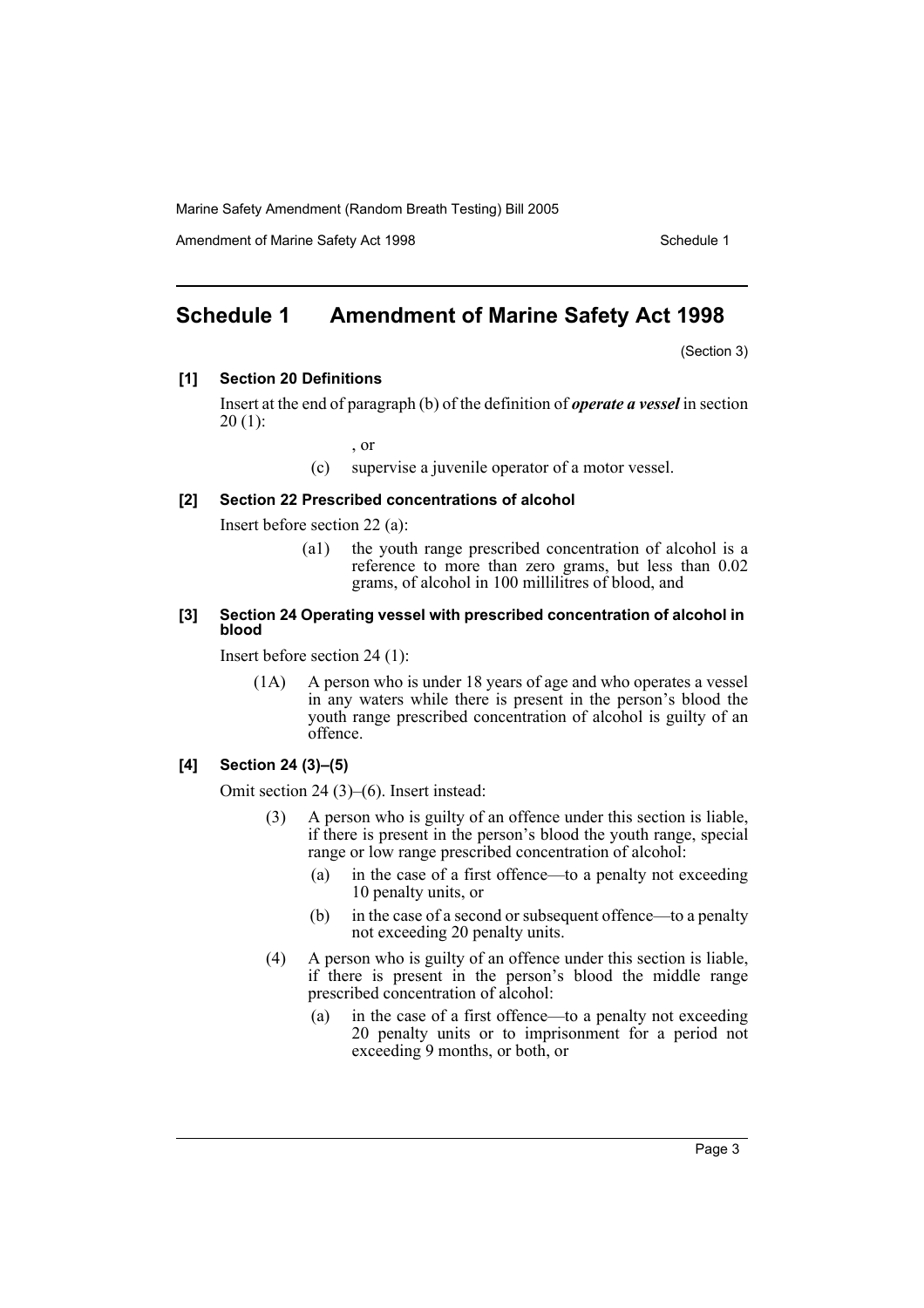## Schedule 1 Amendment of Marine Safety Act 1998

(Section 3)

**[1] Section 20 Definitions**

Insert at the end of paragraph (b) of the definition of ***operate a vessel*** in section 20 (1):

, or

(c) supervise a juvenile operator of a motor vessel.

**[2] Section 22 Prescribed concentrations of alcohol**

Insert before section 22 (a):

(a1) the youth range prescribed concentration of alcohol is a reference to more than zero grams, but less than 0.02 grams, of alcohol in 100 millilitres of blood, and

**[3] Section 24 Operating vessel with prescribed concentration of alcohol in blood**

Insert before section 24 (1):

(1A) A person who is under 18 years of age and who operates a vessel in any waters while there is present in the person's blood the youth range prescribed concentration of alcohol is guilty of an offence.

**[4] Section 24 (3)–(5)**

Omit section 24 (3)–(6). Insert instead:

(3) A person who is guilty of an offence under this section is liable, if there is present in the person's blood the youth range, special range or low range prescribed concentration of alcohol:

(a) in the case of a first offence—to a penalty not exceeding 10 penalty units, or

(b) in the case of a second or subsequent offence—to a penalty not exceeding 20 penalty units.

(4) A person who is guilty of an offence under this section is liable, if there is present in the person's blood the middle range prescribed concentration of alcohol:

(a) in the case of a first offence—to a penalty not exceeding 20 penalty units or to imprisonment for a period not exceeding 9 months, or both, or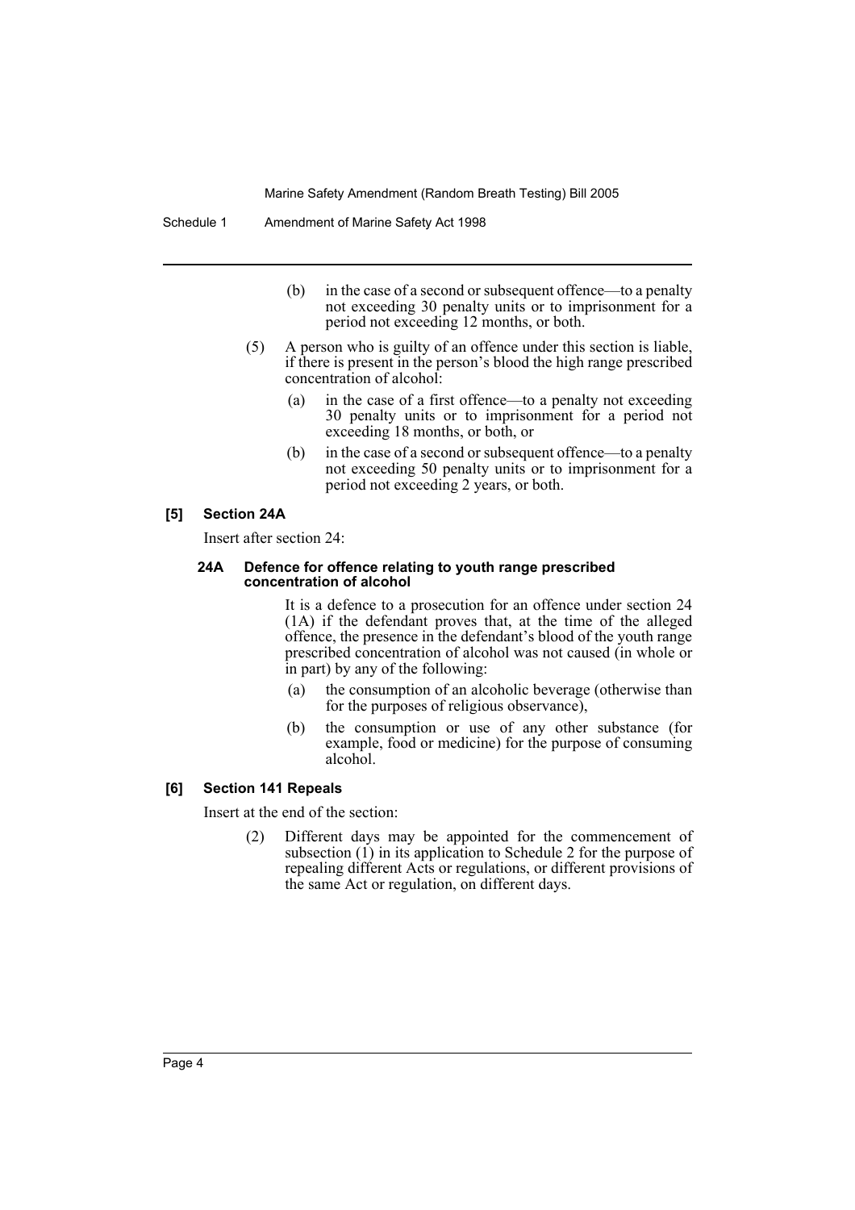(b) in the case of a second or subsequent offence—to a penalty not exceeding 30 penalty units or to imprisonment for a period not exceeding 12 months, or both.

(5) A person who is guilty of an offence under this section is liable, if there is present in the person's blood the high range prescribed concentration of alcohol:

(a) in the case of a first offence—to a penalty not exceeding 30 penalty units or to imprisonment for a period not exceeding 18 months, or both, or

(b) in the case of a second or subsequent offence—to a penalty not exceeding 50 penalty units or to imprisonment for a period not exceeding 2 years, or both.

### [5] Section 24A

Insert after section 24:

#### 24A Defence for offence relating to youth range prescribed concentration of alcohol

It is a defence to a prosecution for an offence under section 24 (1A) if the defendant proves that, at the time of the alleged offence, the presence in the defendant's blood of the youth range prescribed concentration of alcohol was not caused (in whole or in part) by any of the following:

(a) the consumption of an alcoholic beverage (otherwise than for the purposes of religious observance),

(b) the consumption or use of any other substance (for example, food or medicine) for the purpose of consuming alcohol.

### [6] Section 141 Repeals

Insert at the end of the section:

(2) Different days may be appointed for the commencement of subsection (1) in its application to Schedule 2 for the purpose of repealing different Acts or regulations, or different provisions of the same Act or regulation, on different days.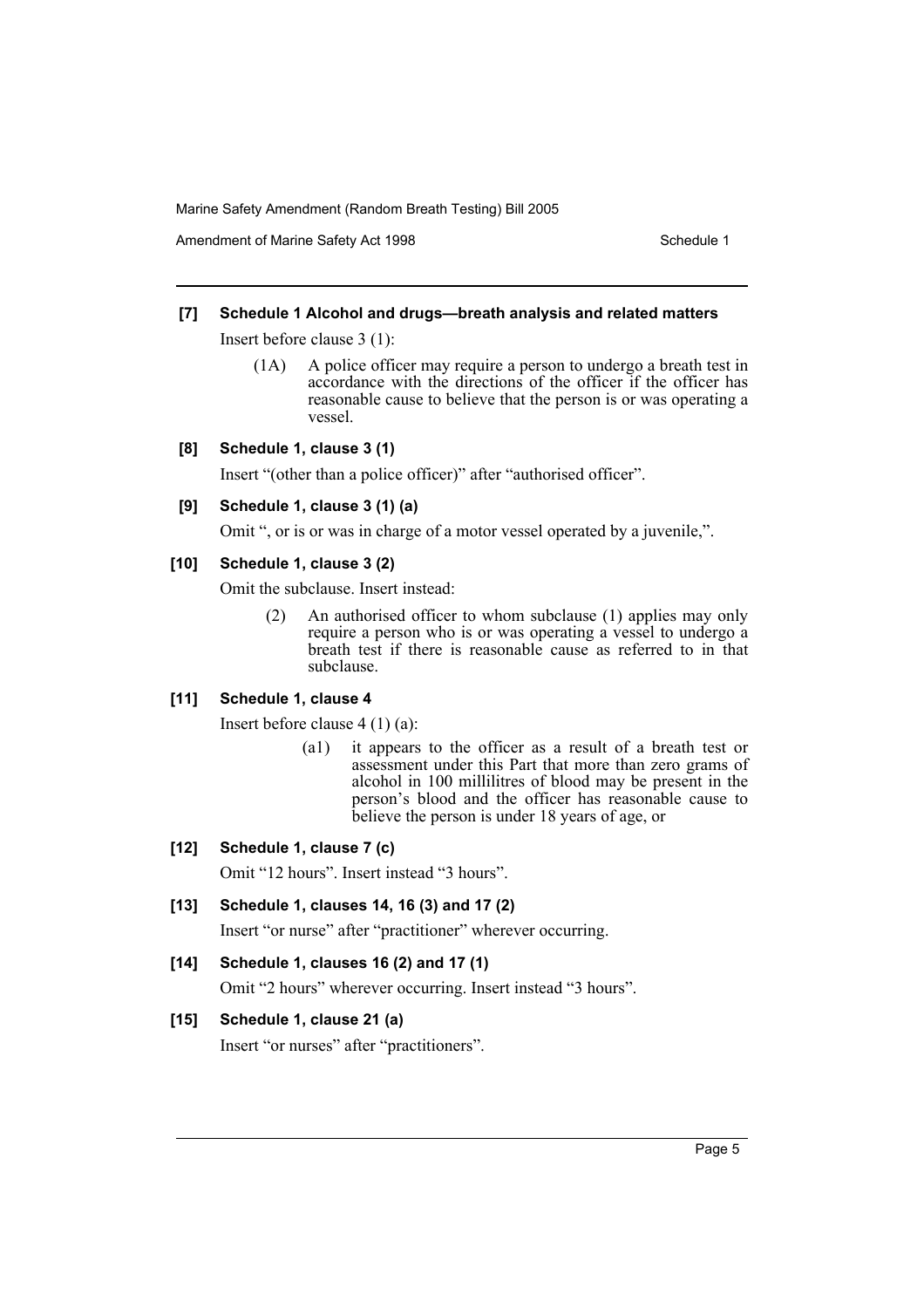**[7] Schedule 1 Alcohol and drugs—breath analysis and related matters**

Insert before clause 3 (1):

> (1A) A police officer may require a person to undergo a breath test in accordance with the directions of the officer if the officer has reasonable cause to believe that the person is or was operating a vessel.

**[8] Schedule 1, clause 3 (1)**

Insert "(other than a police officer)" after "authorised officer".

**[9] Schedule 1, clause 3 (1) (a)**

Omit ", or is or was in charge of a motor vessel operated by a juvenile,".

**[10] Schedule 1, clause 3 (2)**

Omit the subclause. Insert instead:

> (2) An authorised officer to whom subclause (1) applies may only require a person who is or was operating a vessel to undergo a breath test if there is reasonable cause as referred to in that subclause.

**[11] Schedule 1, clause 4**

Insert before clause 4 (1) (a):

> (a1) it appears to the officer as a result of a breath test or assessment under this Part that more than zero grams of alcohol in 100 millilitres of blood may be present in the person's blood and the officer has reasonable cause to believe the person is under 18 years of age, or

**[12] Schedule 1, clause 7 (c)**

Omit "12 hours". Insert instead "3 hours".

**[13] Schedule 1, clauses 14, 16 (3) and 17 (2)**

Insert "or nurse" after "practitioner" wherever occurring.

**[14] Schedule 1, clauses 16 (2) and 17 (1)**

Omit "2 hours" wherever occurring. Insert instead "3 hours".

**[15] Schedule 1, clause 21 (a)**

Insert "or nurses" after "practitioners".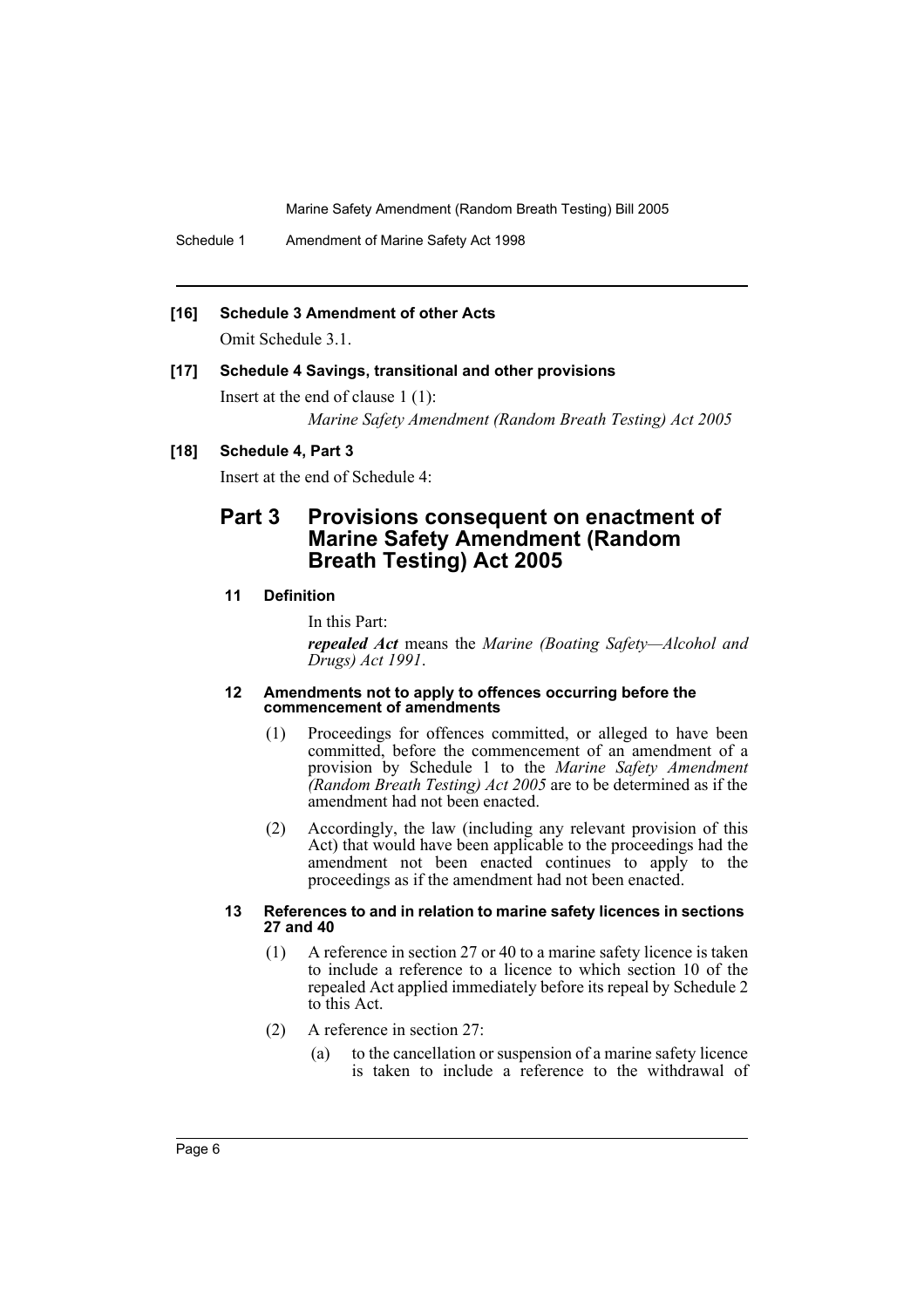**[16] Schedule 3 Amendment of other Acts**

Omit Schedule 3.1.

**[17] Schedule 4 Savings, transitional and other provisions**

Insert at the end of clause 1 (1):

*Marine Safety Amendment (Random Breath Testing) Act 2005*

**[18] Schedule 4, Part 3**

Insert at the end of Schedule 4:

## Part 3 Provisions consequent on enactment of Marine Safety Amendment (Random Breath Testing) Act 2005

#### 11 Definition

In this Part:

***repealed Act*** means the *Marine (Boating Safety—Alcohol and Drugs) Act 1991*.

#### 12 Amendments not to apply to offences occurring before the commencement of amendments

(1) Proceedings for offences committed, or alleged to have been committed, before the commencement of an amendment of a provision by Schedule 1 to the *Marine Safety Amendment (Random Breath Testing) Act 2005* are to be determined as if the amendment had not been enacted.

(2) Accordingly, the law (including any relevant provision of this Act) that would have been applicable to the proceedings had the amendment not been enacted continues to apply to the proceedings as if the amendment had not been enacted.

#### 13 References to and in relation to marine safety licences in sections 27 and 40

(1) A reference in section 27 or 40 to a marine safety licence is taken to include a reference to a licence to which section 10 of the repealed Act applied immediately before its repeal by Schedule 2 to this Act.

(2) A reference in section 27:

(a) to the cancellation or suspension of a marine safety licence is taken to include a reference to the withdrawal of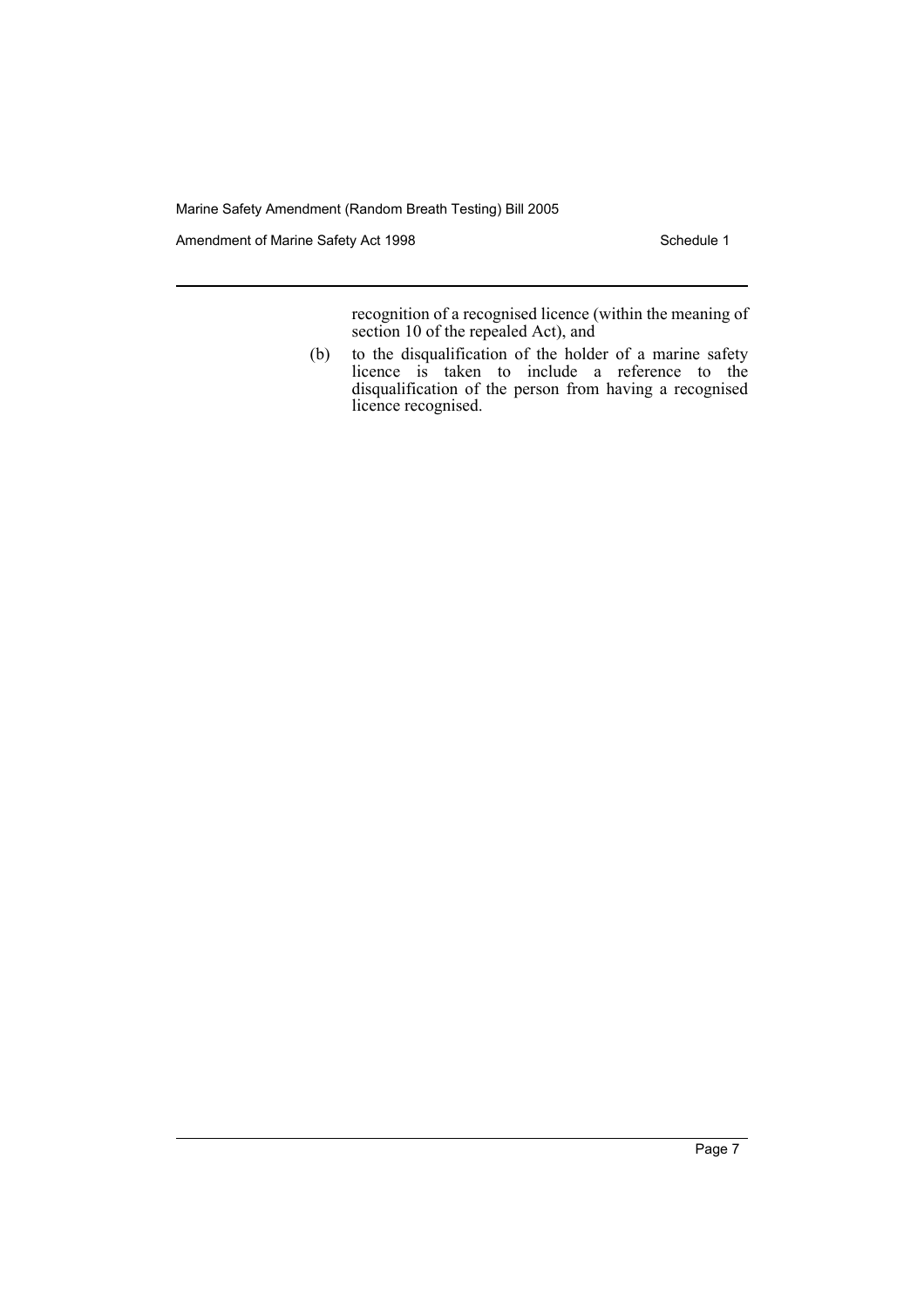recognition of a recognised licence (within the meaning of section 10 of the repealed Act), and

(b) to the disqualification of the holder of a marine safety licence is taken to include a reference to the disqualification of the person from having a recognised licence recognised.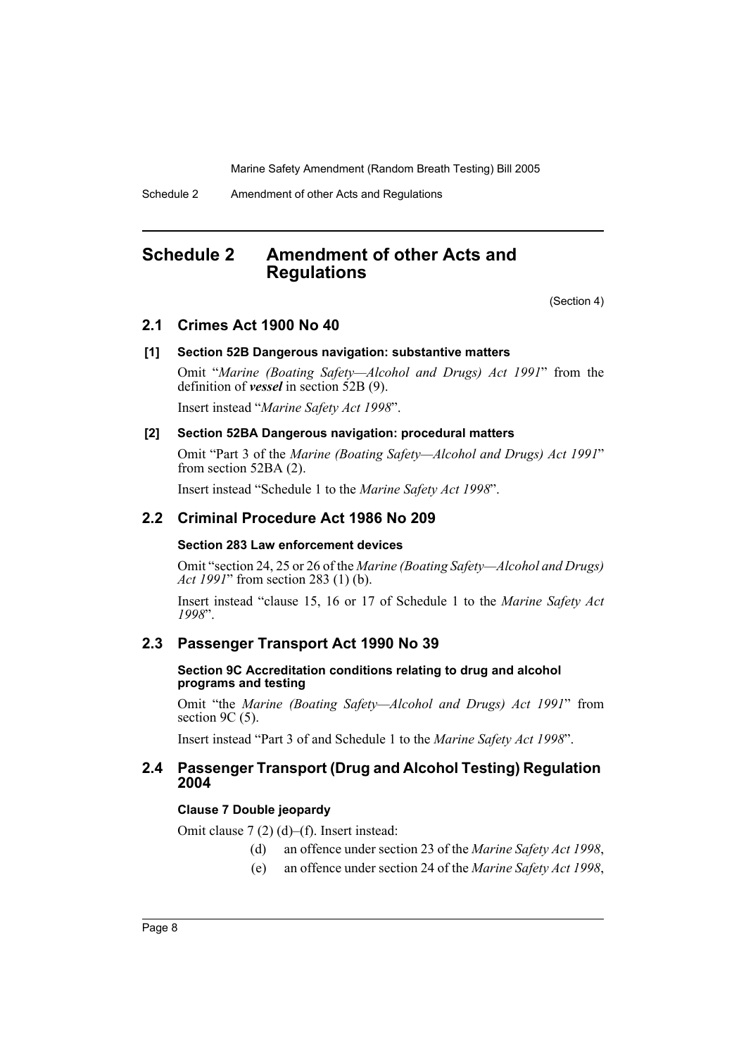# Schedule 2 Amendment of other Acts and Regulations

(Section 4)

## 2.1 Crimes Act 1900 No 40

### [1] Section 52B Dangerous navigation: substantive matters

Omit "*Marine (Boating Safety—Alcohol and Drugs) Act 1991*" from the definition of ***vessel*** in section 52B (9).

Insert instead "*Marine Safety Act 1998*".

### [2] Section 52BA Dangerous navigation: procedural matters

Omit "Part 3 of the *Marine (Boating Safety—Alcohol and Drugs) Act 1991*" from section 52BA (2).

Insert instead "Schedule 1 to the *Marine Safety Act 1998*".

## 2.2 Criminal Procedure Act 1986 No 209

### Section 283 Law enforcement devices

Omit "section 24, 25 or 26 of the *Marine (Boating Safety—Alcohol and Drugs) Act 1991*" from section 283 (1) (b).

Insert instead "clause 15, 16 or 17 of Schedule 1 to the *Marine Safety Act 1998*".

## 2.3 Passenger Transport Act 1990 No 39

### Section 9C Accreditation conditions relating to drug and alcohol programs and testing

Omit "the *Marine (Boating Safety—Alcohol and Drugs) Act 1991*" from section 9C (5).

Insert instead "Part 3 of and Schedule 1 to the *Marine Safety Act 1998*".

## 2.4 Passenger Transport (Drug and Alcohol Testing) Regulation 2004

### Clause 7 Double jeopardy

Omit clause 7 (2) (d)–(f). Insert instead:

(d) an offence under section 23 of the *Marine Safety Act 1998*,

(e) an offence under section 24 of the *Marine Safety Act 1998*,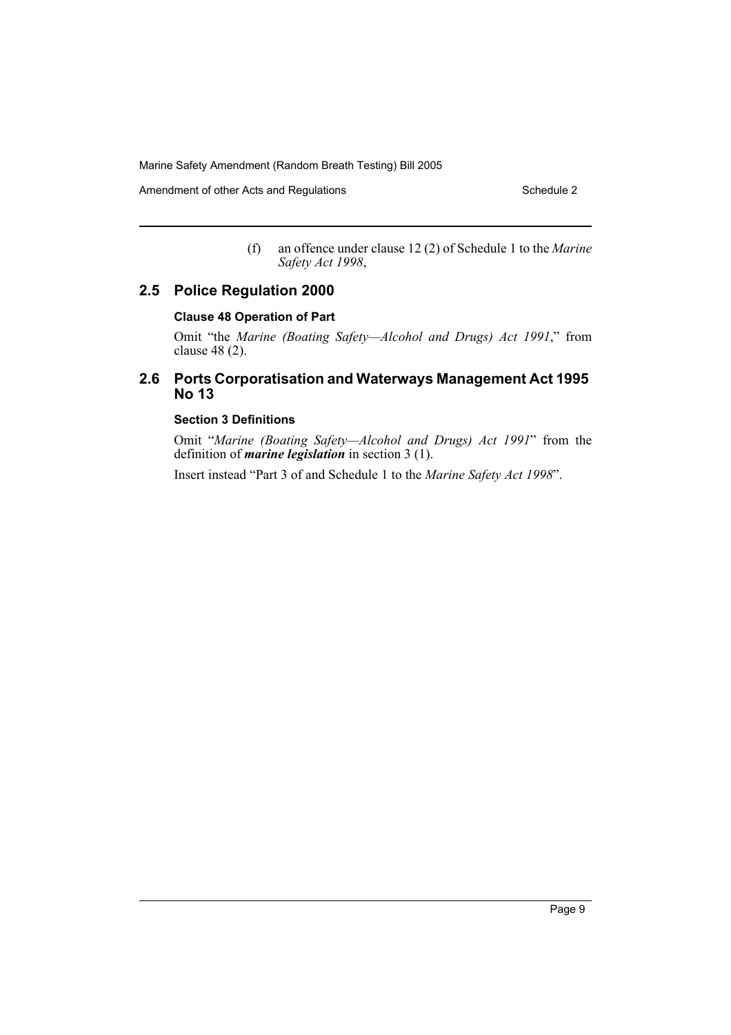(f) an offence under clause 12 (2) of Schedule 1 to the *Marine Safety Act 1998*,

## 2.5 Police Regulation 2000

### Clause 48 Operation of Part

Omit "the *Marine (Boating Safety—Alcohol and Drugs) Act 1991*," from clause 48 (2).

## 2.6 Ports Corporatisation and Waterways Management Act 1995 No 13

### Section 3 Definitions

Omit "*Marine (Boating Safety—Alcohol and Drugs) Act 1991*" from the definition of ***marine legislation*** in section 3 (1).

Insert instead "Part 3 of and Schedule 1 to the *Marine Safety Act 1998*".